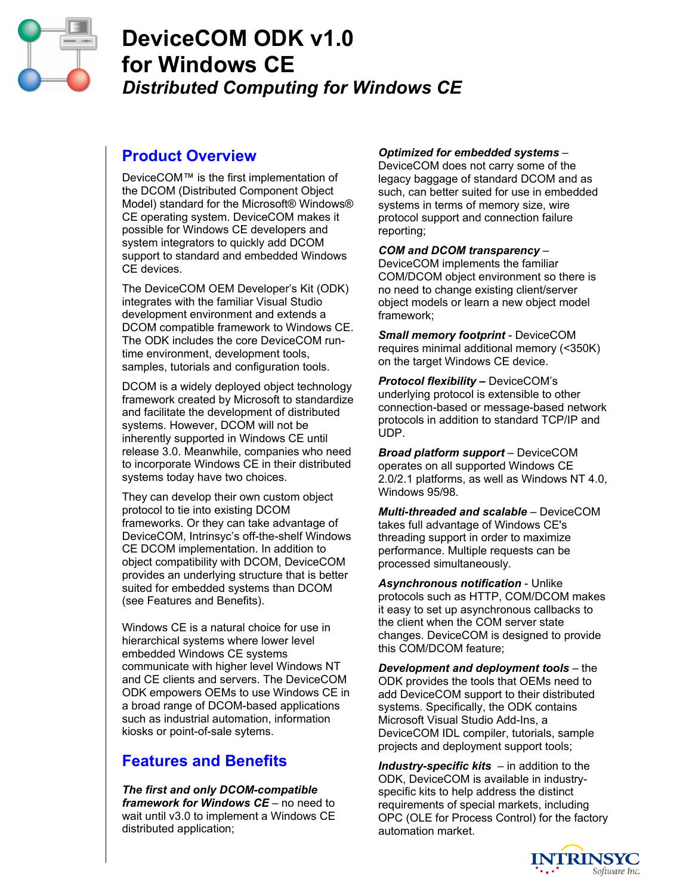# DeviceCOM ODK v1.0 for Windows CE

### *Distributed Computing for Windows CE*

## Product Overview

DeviceCOM™ is the first implementation of the DCOM (Distributed Component Object Model) standard for the Microsoft® Windows® CE operating system. DeviceCOM makes it possible for Windows CE developers and system integrators to quickly add DCOM support to standard and embedded Windows CE devices.

The DeviceCOM OEM Developer's Kit (ODK) integrates with the familiar Visual Studio development environment and extends a DCOM compatible framework to Windows CE. The ODK includes the core DeviceCOM run-time environment, development tools, samples, tutorials and configuration tools.

DCOM is a widely deployed object technology framework created by Microsoft to standardize and facilitate the development of distributed systems. However, DCOM will not be inherently supported in Windows CE until release 3.0. Meanwhile, companies who need to incorporate Windows CE in their distributed systems today have two choices.

They can develop their own custom object protocol to tie into existing DCOM frameworks. Or they can take advantage of DeviceCOM, Intrinsyc's off-the-shelf Windows CE DCOM implementation. In addition to object compatibility with DCOM, DeviceCOM provides an underlying structure that is better suited for embedded systems than DCOM (see Features and Benefits).

Windows CE is a natural choice for use in hierarchical systems where lower level embedded Windows CE systems communicate with higher level Windows NT and CE clients and servers. The DeviceCOM ODK empowers OEMs to use Windows CE in a broad range of DCOM-based applications such as industrial automation, information kiosks or point-of-sale sytems.

## Features and Benefits

***The first and only DCOM-compatible framework for Windows CE*** – no need to wait until v3.0 to implement a Windows CE distributed application;

***Optimized for embedded systems*** – DeviceCOM does not carry some of the legacy baggage of standard DCOM and as such, can better suited for use in embedded systems in terms of memory size, wire protocol support and connection failure reporting;

***COM and DCOM transparency*** – DeviceCOM implements the familiar COM/DCOM object environment so there is no need to change existing client/server object models or learn a new object model framework;

***Small memory footprint*** - DeviceCOM requires minimal additional memory (<350K) on the target Windows CE device.

***Protocol flexibility –*** DeviceCOM's underlying protocol is extensible to other connection-based or message-based network protocols in addition to standard TCP/IP and UDP.

***Broad platform support*** – DeviceCOM operates on all supported Windows CE 2.0/2.1 platforms, as well as Windows NT 4.0, Windows 95/98.

***Multi-threaded and scalable*** – DeviceCOM takes full advantage of Windows CE's threading support in order to maximize performance. Multiple requests can be processed simultaneously.

***Asynchronous notification*** - Unlike protocols such as HTTP, COM/DCOM makes it easy to set up asynchronous callbacks to the client when the COM server state changes. DeviceCOM is designed to provide this COM/DCOM feature;

***Development and deployment tools*** – the ODK provides the tools that OEMs need to add DeviceCOM support to their distributed systems. Specifically, the ODK contains Microsoft Visual Studio Add-Ins, a DeviceCOM IDL compiler, tutorials, sample projects and deployment support tools;

***Industry-specific kits*** – in addition to the ODK, DeviceCOM is available in industry-specific kits to help address the distinct requirements of special markets, including OPC (OLE for Process Control) for the factory automation market.

INTRINSYC Software Inc.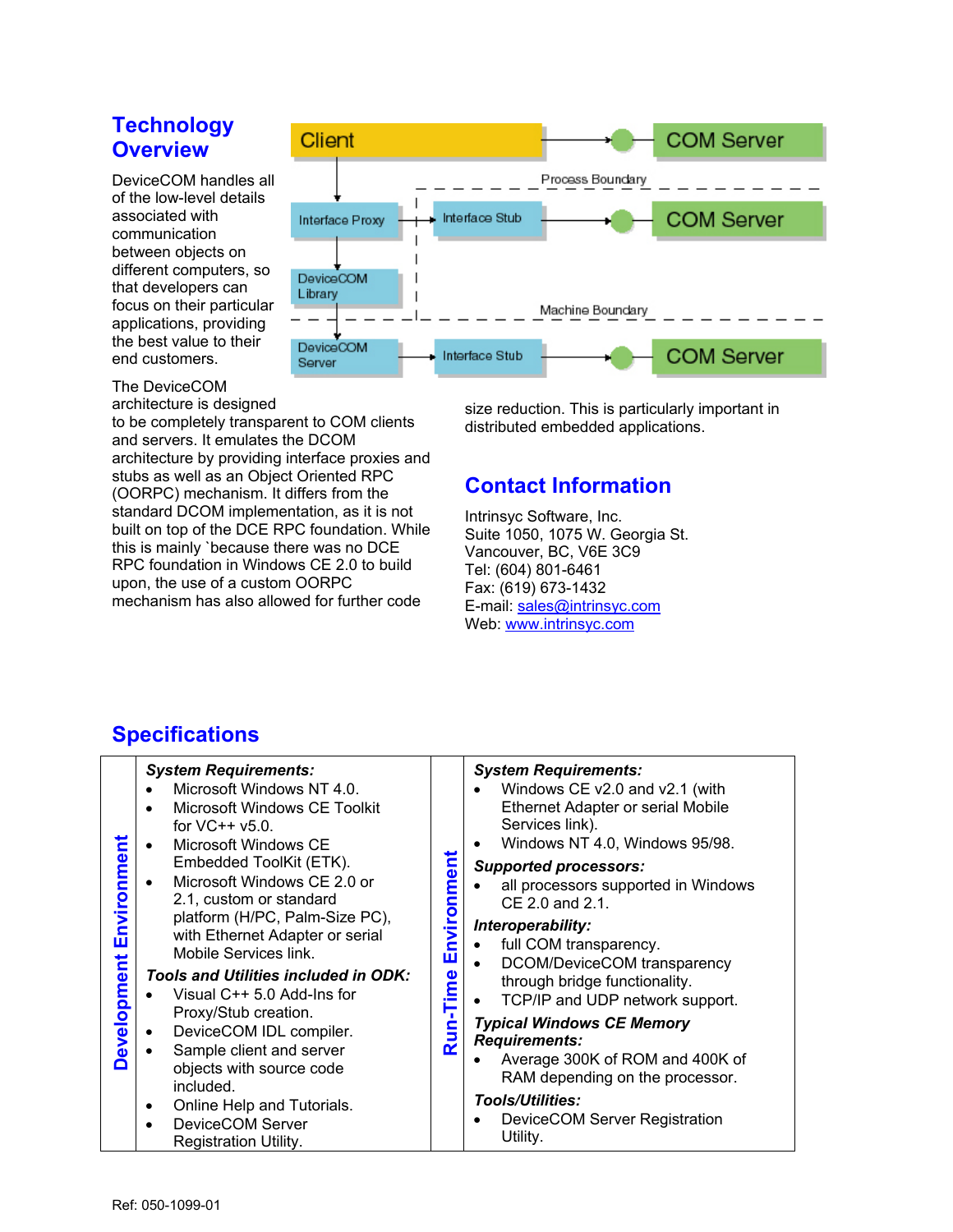## Technology Overview

Client

COM Server

Process Boundary

Interface Proxy

Interface Stub

COM Server

DeviceCOM Library

Machine Boundary

DeviceCOM Server

Interface Stub

COM Server

DeviceCOM handles all of the low-level details associated with communication between objects on different computers, so that developers can focus on their particular applications, providing the best value to their end customers.

The DeviceCOM architecture is designed to be completely transparent to COM clients and servers. It emulates the DCOM architecture by providing interface proxies and stubs as well as an Object Oriented RPC (OORPC) mechanism. It differs from the standard DCOM implementation, as it is not built on top of the DCE RPC foundation. While this is mainly `because there was no DCE RPC foundation in Windows CE 2.0 to build upon, the use of a custom OORPC mechanism has also allowed for further code size reduction. This is particularly important in distributed embedded applications.

## Contact Information

Intrinsyc Software, Inc.
Suite 1050, 1075 W. Georgia St.
Vancouver, BC, V6E 3C9
Tel: (604) 801-6461
Fax: (619) 673-1432
E-mail: sales@intrinsyc.com
Web: www.intrinsyc.com

## Specifications

| | | | |
|---|---|---|---|
| **Development Environment** | ***System Requirements:***<br>• Microsoft Windows NT 4.0.<br>• Microsoft Windows CE Toolkit for VC++ v5.0.<br>• Microsoft Windows CE Embedded ToolKit (ETK).<br>• Microsoft Windows CE 2.0 or 2.1, custom or standard platform (H/PC, Palm-Size PC), with Ethernet Adapter or serial Mobile Services link.<br>***Tools and Utilities included in ODK:***<br>• Visual C++ 5.0 Add-Ins for Proxy/Stub creation.<br>• DeviceCOM IDL compiler.<br>• Sample client and server objects with source code included.<br>• Online Help and Tutorials.<br>• DeviceCOM Server Registration Utility. | **Run-Time Environment** | ***System Requirements:***<br>• Windows CE v2.0 and v2.1 (with Ethernet Adapter or serial Mobile Services link).<br>• Windows NT 4.0, Windows 95/98.<br>***Supported processors:***<br>• all processors supported in Windows CE 2.0 and 2.1.<br>***Interoperability:***<br>• full COM transparency.<br>• DCOM/DeviceCOM transparency through bridge functionality.<br>• TCP/IP and UDP network support.<br>***Typical Windows CE Memory Requirements:***<br>• Average 300K of ROM and 400K of RAM depending on the processor.<br>***Tools/Utilities:***<br>• DeviceCOM Server Registration Utility. |

Ref: 050-1099-01